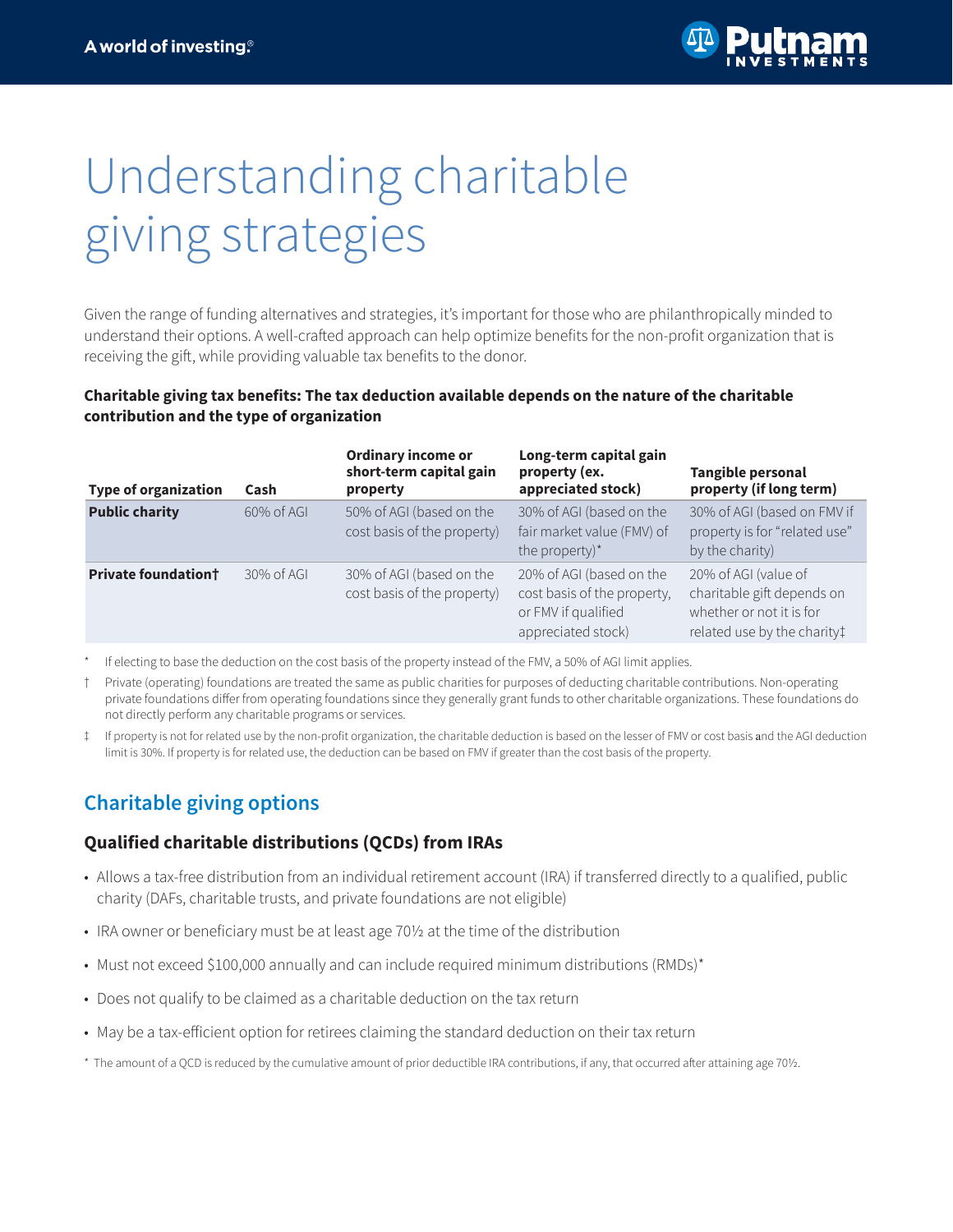# Understanding charitable giving strategies

Given the range of funding alternatives and strategies, it's important for those who are philanthropically minded to understand their options. A well-crafted approach can help optimize benefits for the non-profit organization that is receiving the gift, while providing valuable tax benefits to the donor.

**Charitable giving tax benefits: The tax deduction available depends on the nature of the charitable contribution and the type of organization**

| Type of organization | Cash | Ordinary income or short-term capital gain property | Long-term capital gain property (ex. appreciated stock) | Tangible personal property (if long term) |
|---|---|---|---|---|
| **Public charity** | 60% of AGI | 50% of AGI (based on the cost basis of the property) | 30% of AGI (based on the fair market value (FMV) of the property)* | 30% of AGI (based on FMV if property is for "related use" by the charity) |
| **Private foundation†** | 30% of AGI | 30% of AGI (based on the cost basis of the property) | 20% of AGI (based on the cost basis of the property, or FMV if qualified appreciated stock) | 20% of AGI (value of charitable gift depends on whether or not it is for related use by the charity‡ |

\* If electing to base the deduction on the cost basis of the property instead of the FMV, a 50% of AGI limit applies.

† Private (operating) foundations are treated the same as public charities for purposes of deducting charitable contributions. Non-operating private foundations differ from operating foundations since they generally grant funds to other charitable organizations. These foundations do not directly perform any charitable programs or services.

‡ If property is not for related use by the non-profit organization, the charitable deduction is based on the lesser of FMV or cost basis and the AGI deduction limit is 30%. If property is for related use, the deduction can be based on FMV if greater than the cost basis of the property.

## Charitable giving options

### Qualified charitable distributions (QCDs) from IRAs

- Allows a tax-free distribution from an individual retirement account (IRA) if transferred directly to a qualified, public charity (DAFs, charitable trusts, and private foundations are not eligible)
- IRA owner or beneficiary must be at least age 70½ at the time of the distribution
- Must not exceed $100,000 annually and can include required minimum distributions (RMDs)*
- Does not qualify to be claimed as a charitable deduction on the tax return
- May be a tax-efficient option for retirees claiming the standard deduction on their tax return

\* The amount of a QCD is reduced by the cumulative amount of prior deductible IRA contributions, if any, that occurred after attaining age 70½.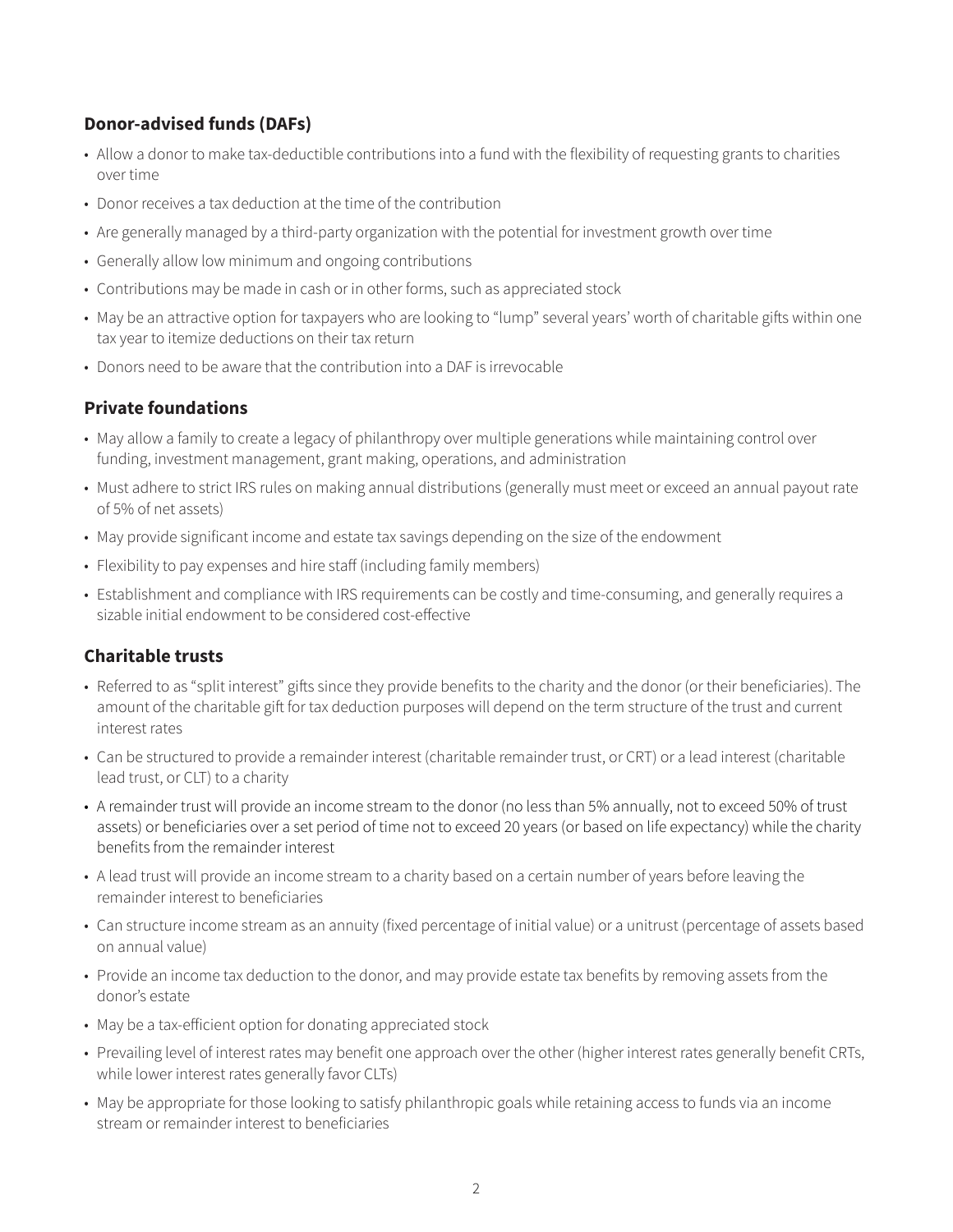### Donor-advised funds (DAFs)

- Allow a donor to make tax-deductible contributions into a fund with the flexibility of requesting grants to charities over time
- Donor receives a tax deduction at the time of the contribution
- Are generally managed by a third-party organization with the potential for investment growth over time
- Generally allow low minimum and ongoing contributions
- Contributions may be made in cash or in other forms, such as appreciated stock
- May be an attractive option for taxpayers who are looking to "lump" several years' worth of charitable gifts within one tax year to itemize deductions on their tax return
- Donors need to be aware that the contribution into a DAF is irrevocable

### Private foundations

- May allow a family to create a legacy of philanthropy over multiple generations while maintaining control over funding, investment management, grant making, operations, and administration
- Must adhere to strict IRS rules on making annual distributions (generally must meet or exceed an annual payout rate of 5% of net assets)
- May provide significant income and estate tax savings depending on the size of the endowment
- Flexibility to pay expenses and hire staff (including family members)
- Establishment and compliance with IRS requirements can be costly and time-consuming, and generally requires a sizable initial endowment to be considered cost-effective

### Charitable trusts

- Referred to as "split interest" gifts since they provide benefits to the charity and the donor (or their beneficiaries). The amount of the charitable gift for tax deduction purposes will depend on the term structure of the trust and current interest rates
- Can be structured to provide a remainder interest (charitable remainder trust, or CRT) or a lead interest (charitable lead trust, or CLT) to a charity
- A remainder trust will provide an income stream to the donor (no less than 5% annually, not to exceed 50% of trust assets) or beneficiaries over a set period of time not to exceed 20 years (or based on life expectancy) while the charity benefits from the remainder interest
- A lead trust will provide an income stream to a charity based on a certain number of years before leaving the remainder interest to beneficiaries
- Can structure income stream as an annuity (fixed percentage of initial value) or a unitrust (percentage of assets based on annual value)
- Provide an income tax deduction to the donor, and may provide estate tax benefits by removing assets from the donor's estate
- May be a tax-efficient option for donating appreciated stock
- Prevailing level of interest rates may benefit one approach over the other (higher interest rates generally benefit CRTs, while lower interest rates generally favor CLTs)
- May be appropriate for those looking to satisfy philanthropic goals while retaining access to funds via an income stream or remainder interest to beneficiaries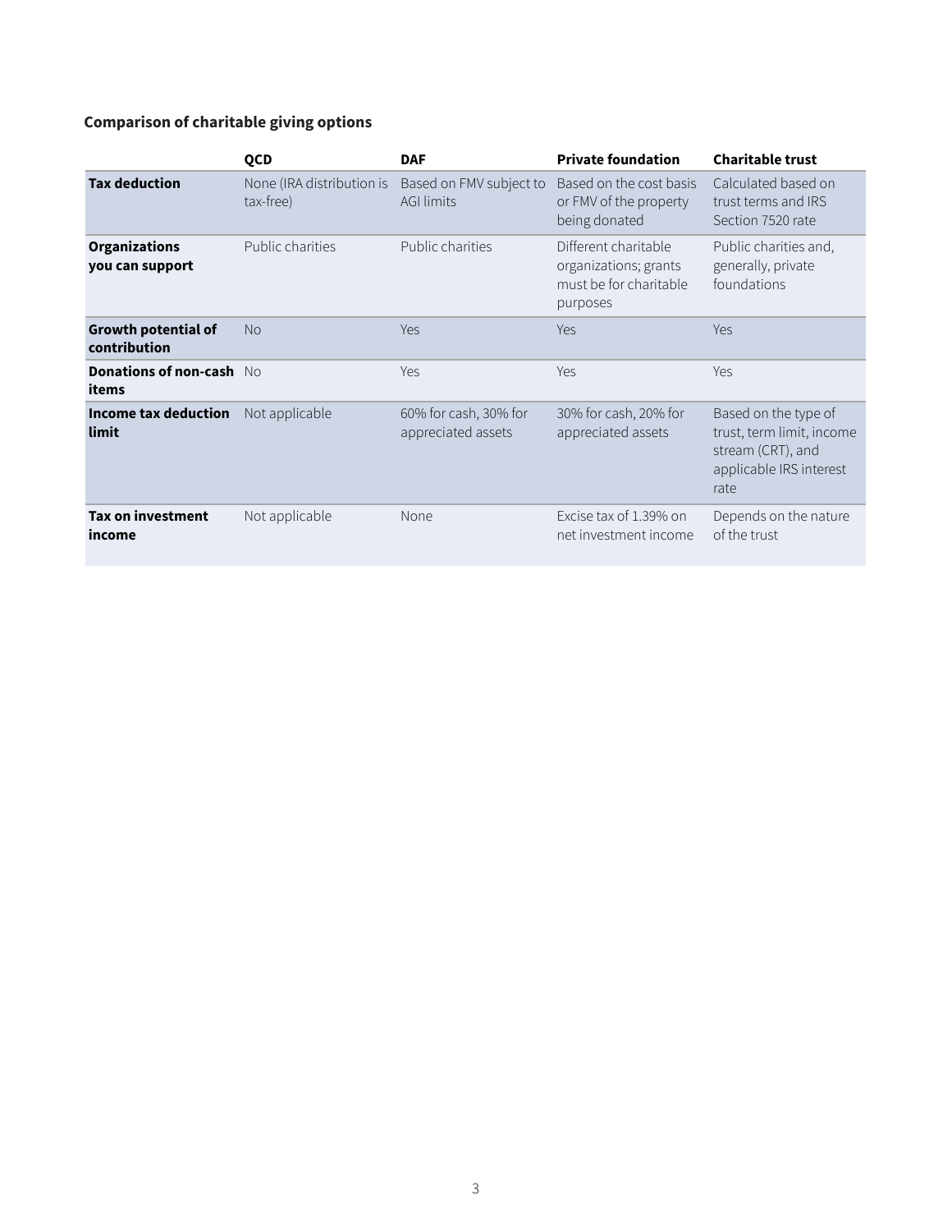**Comparison of charitable giving options**

| | QCD | DAF | Private foundation | Charitable trust |
|---|---|---|---|---|
| **Tax deduction** | None (IRA distribution is tax-free) | Based on FMV subject to AGI limits | Based on the cost basis or FMV of the property being donated | Calculated based on trust terms and IRS Section 7520 rate |
| **Organizations you can support** | Public charities | Public charities | Different charitable organizations; grants must be for charitable purposes | Public charities and, generally, private foundations |
| **Growth potential of contribution** | No | Yes | Yes | Yes |
| **Donations of non-cash items** | No | Yes | Yes | Yes |
| **Income tax deduction limit** | Not applicable | 60% for cash, 30% for appreciated assets | 30% for cash, 20% for appreciated assets | Based on the type of trust, term limit, income stream (CRT), and applicable IRS interest rate |
| **Tax on investment income** | Not applicable | None | Excise tax of 1.39% on net investment income | Depends on the nature of the trust |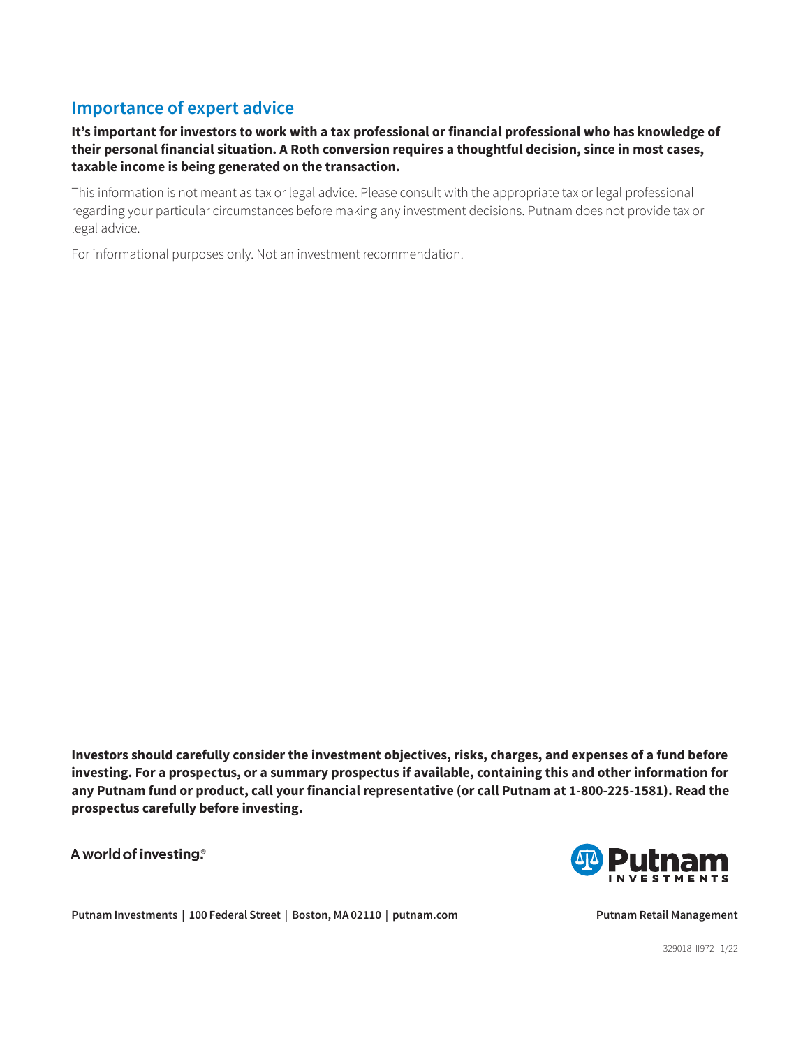## Importance of expert advice

**It's important for investors to work with a tax professional or financial professional who has knowledge of their personal financial situation. A Roth conversion requires a thoughtful decision, since in most cases, taxable income is being generated on the transaction.**

This information is not meant as tax or legal advice. Please consult with the appropriate tax or legal professional regarding your particular circumstances before making any investment decisions. Putnam does not provide tax or legal advice.

For informational purposes only. Not an investment recommendation.

**Investors should carefully consider the investment objectives, risks, charges, and expenses of a fund before investing. For a prospectus, or a summary prospectus if available, containing this and other information for any Putnam fund or product, call your financial representative (or call Putnam at 1-800-225-1581). Read the prospectus carefully before investing.**

A world of investing.®

Putnam INVESTMENTS

**Putnam Investments | 100 Federal Street | Boston, MA 02110 | putnam.com**

**Putnam Retail Management**

329018 II972 1/22